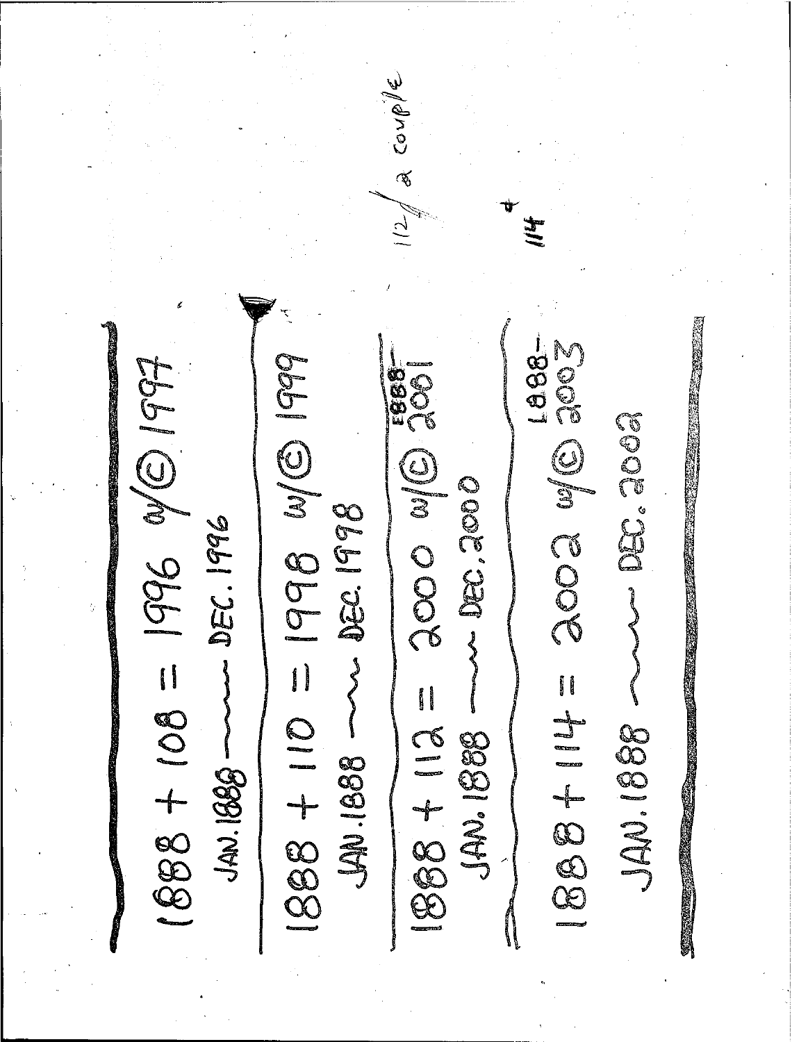1888 + 108 = 1996 w/© 1997

JAN. 1888 ~~~ DEC. 1996

1888 + 110 = 1998 w/© 1999

JAN. 1888 ~~ DEC. 1998

1888 + 112 = 2000 w/© 2001 (1888 ÷)

JAN. 1888 ~~ DEC. 2000

1888 + 114 = 2002 w/© 2003 (1888 –)

JAN. 1888 ~~~ DEC. 2002

112 / a couple

\+ 114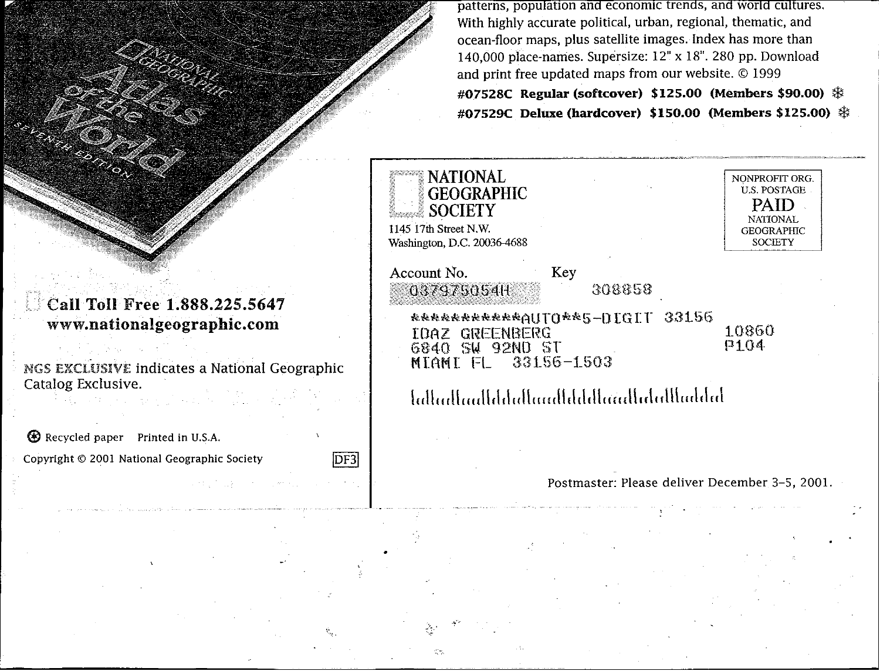patterns, population and economic trends, and world cultures. With highly accurate political, urban, regional, thematic, and ocean-floor maps, plus satellite images. Index has more than 140,000 place-names. Supersize: 12" x 18". 280 pp. Download and print free updated maps from our website. © 1999

**#07528C Regular (softcover) $125.00 (Members $90.00)** ❄

**#07529C Deluxe (hardcover) $150.00 (Members $125.00)** ❄

NATIONAL GEOGRAPHIC Atlas of the World SEVENTH EDITION

**Call Toll Free 1.888.225.5647**
**www.nationalgeographic.com**

**NGS EXCLUSIVE** indicates a National Geographic Catalog Exclusive.

Recycled paper Printed in U.S.A.

Copyright © 2001 National Geographic Society

DF3

NATIONAL GEOGRAPHIC SOCIETY
1145 17th Street N.W.
Washington, D.C. 20036-4688

NONPROFIT ORG.
U.S. POSTAGE
PAID
NATIONAL GEOGRAPHIC SOCIETY

Account No. 037975054H Key 308858

***********AUTO**5-DIGIT 33156
IDAZ GREENBERG 10860
6840 SW 92ND ST P104
MIAMI FL 33156-1503

Postmaster: Please deliver December 3-5, 2001.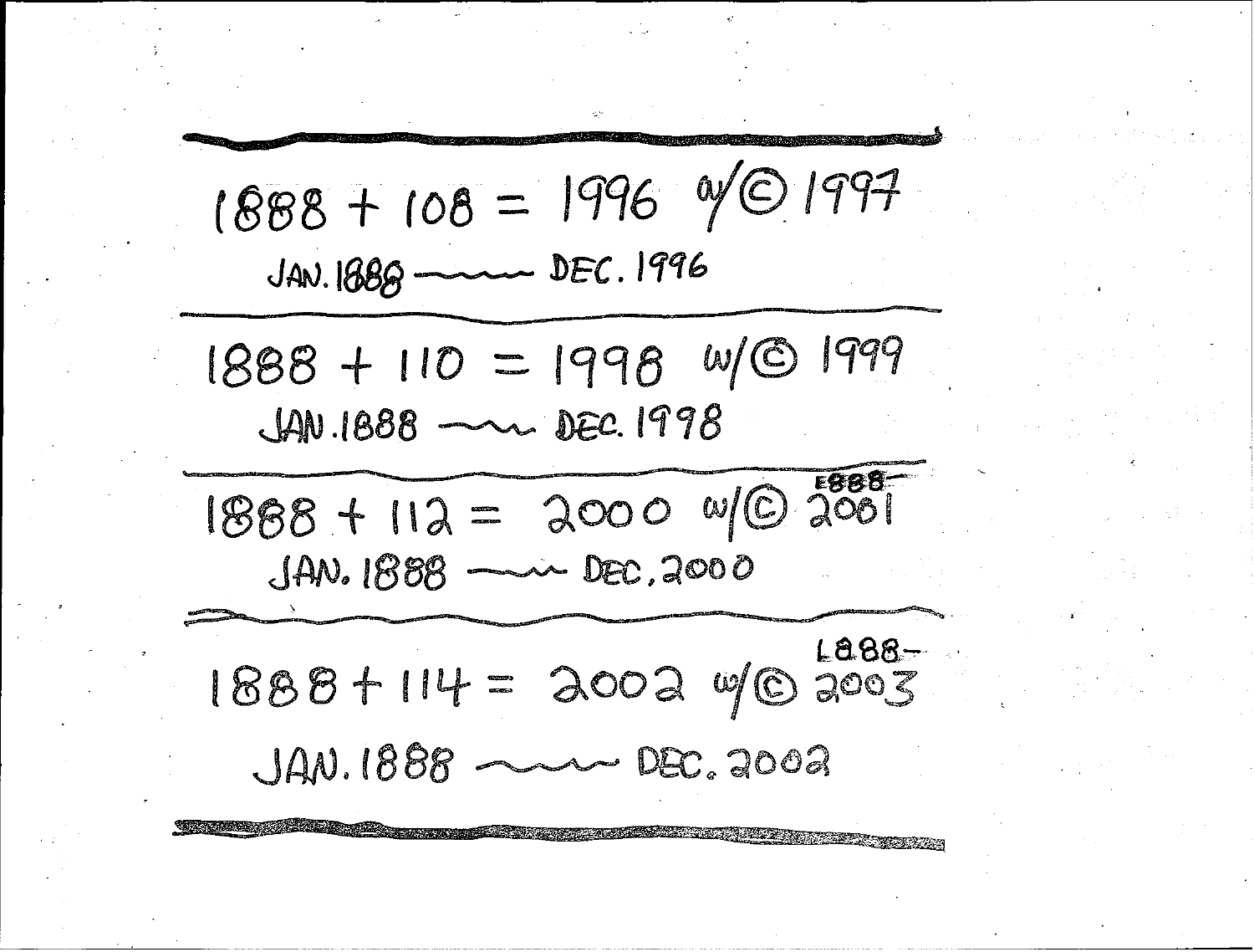---

1888 + 108 = 1996 w/© 1997

JAN. 1888 ~~~ DEC. 1996

---

1888 + 110 = 1998 w/© 1999

JAN. 1888 ~~ DEC. 1998

---

1888 + 112 = 2000 w/© 1888-2001

JAN. 1888 ~~ DEC. 2000

---

1888 + 114 = 2002 w/© 1888-2003

JAN. 1888 ~~~ DEC. 2002

---